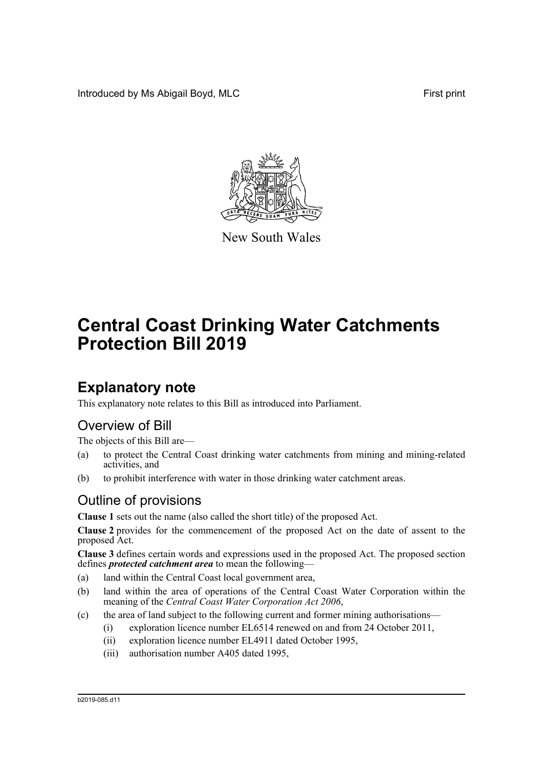Introduced by Ms Abigail Boyd, MLC First print

New South Wales

# Central Coast Drinking Water Catchments Protection Bill 2019

## Explanatory note

This explanatory note relates to this Bill as introduced into Parliament.

### Overview of Bill

The objects of this Bill are—

(a) to protect the Central Coast drinking water catchments from mining and mining-related activities, and

(b) to prohibit interference with water in those drinking water catchment areas.

### Outline of provisions

**Clause 1** sets out the name (also called the short title) of the proposed Act.

**Clause 2** provides for the commencement of the proposed Act on the date of assent to the proposed Act.

**Clause 3** defines certain words and expressions used in the proposed Act. The proposed section defines ***protected catchment area*** to mean the following—

(a) land within the Central Coast local government area,

(b) land within the area of operations of the Central Coast Water Corporation within the meaning of the *Central Coast Water Corporation Act 2006*,

(c) the area of land subject to the following current and former mining authorisations—

   (i) exploration licence number EL6514 renewed on and from 24 October 2011,

   (ii) exploration licence number EL4911 dated October 1995,

   (iii) authorisation number A405 dated 1995,

b2019-085.d11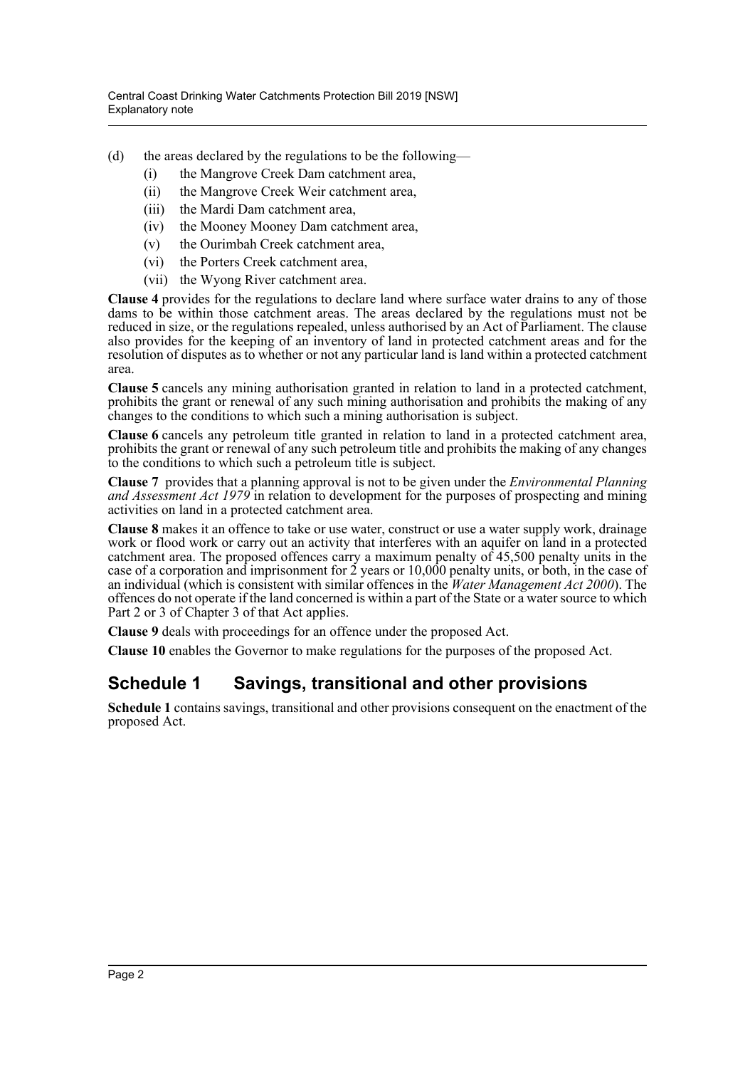(d) the areas declared by the regulations to be the following—
  - (i) the Mangrove Creek Dam catchment area,
  - (ii) the Mangrove Creek Weir catchment area,
  - (iii) the Mardi Dam catchment area,
  - (iv) the Mooney Mooney Dam catchment area,
  - (v) the Ourimbah Creek catchment area,
  - (vi) the Porters Creek catchment area,
  - (vii) the Wyong River catchment area.

**Clause 4** provides for the regulations to declare land where surface water drains to any of those dams to be within those catchment areas. The areas declared by the regulations must not be reduced in size, or the regulations repealed, unless authorised by an Act of Parliament. The clause also provides for the keeping of an inventory of land in protected catchment areas and for the resolution of disputes as to whether or not any particular land is land within a protected catchment area.

**Clause 5** cancels any mining authorisation granted in relation to land in a protected catchment, prohibits the grant or renewal of any such mining authorisation and prohibits the making of any changes to the conditions to which such a mining authorisation is subject.

**Clause 6** cancels any petroleum title granted in relation to land in a protected catchment area, prohibits the grant or renewal of any such petroleum title and prohibits the making of any changes to the conditions to which such a petroleum title is subject.

**Clause 7** provides that a planning approval is not to be given under the *Environmental Planning and Assessment Act 1979* in relation to development for the purposes of prospecting and mining activities on land in a protected catchment area.

**Clause 8** makes it an offence to take or use water, construct or use a water supply work, drainage work or flood work or carry out an activity that interferes with an aquifer on land in a protected catchment area. The proposed offences carry a maximum penalty of 45,500 penalty units in the case of a corporation and imprisonment for 2 years or 10,000 penalty units, or both, in the case of an individual (which is consistent with similar offences in the *Water Management Act 2000*). The offences do not operate if the land concerned is within a part of the State or a water source to which Part 2 or 3 of Chapter 3 of that Act applies.

**Clause 9** deals with proceedings for an offence under the proposed Act.

**Clause 10** enables the Governor to make regulations for the purposes of the proposed Act.

## Schedule 1 Savings, transitional and other provisions

**Schedule 1** contains savings, transitional and other provisions consequent on the enactment of the proposed Act.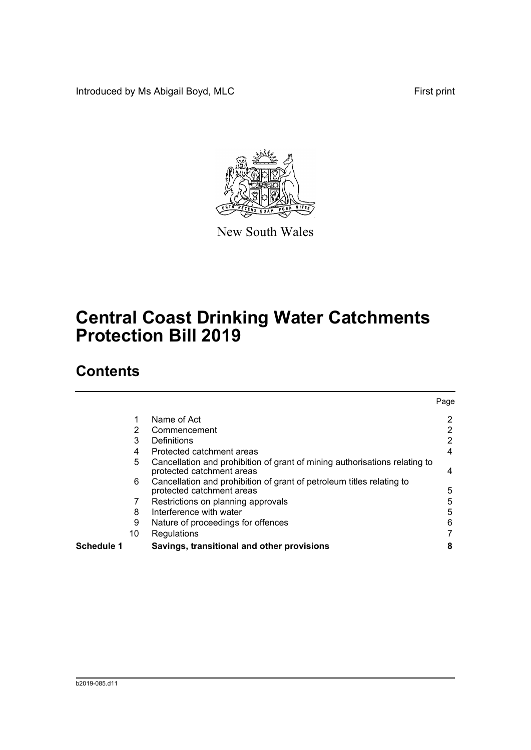Introduced by Ms Abigail Boyd, MLC

First print

New South Wales

# Central Coast Drinking Water Catchments Protection Bill 2019

## Contents

| | | | Page |
|---|---|---|---|
| | 1 | Name of Act | 2 |
| | 2 | Commencement | 2 |
| | 3 | Definitions | 2 |
| | 4 | Protected catchment areas | 4 |
| | 5 | Cancellation and prohibition of grant of mining authorisations relating to protected catchment areas | 4 |
| | 6 | Cancellation and prohibition of grant of petroleum titles relating to protected catchment areas | 5 |
| | 7 | Restrictions on planning approvals | 5 |
| | 8 | Interference with water | 5 |
| | 9 | Nature of proceedings for offences | 6 |
| | 10 | Regulations | 7 |
| **Schedule 1** | | **Savings, transitional and other provisions** | **8** |

b2019-085.d11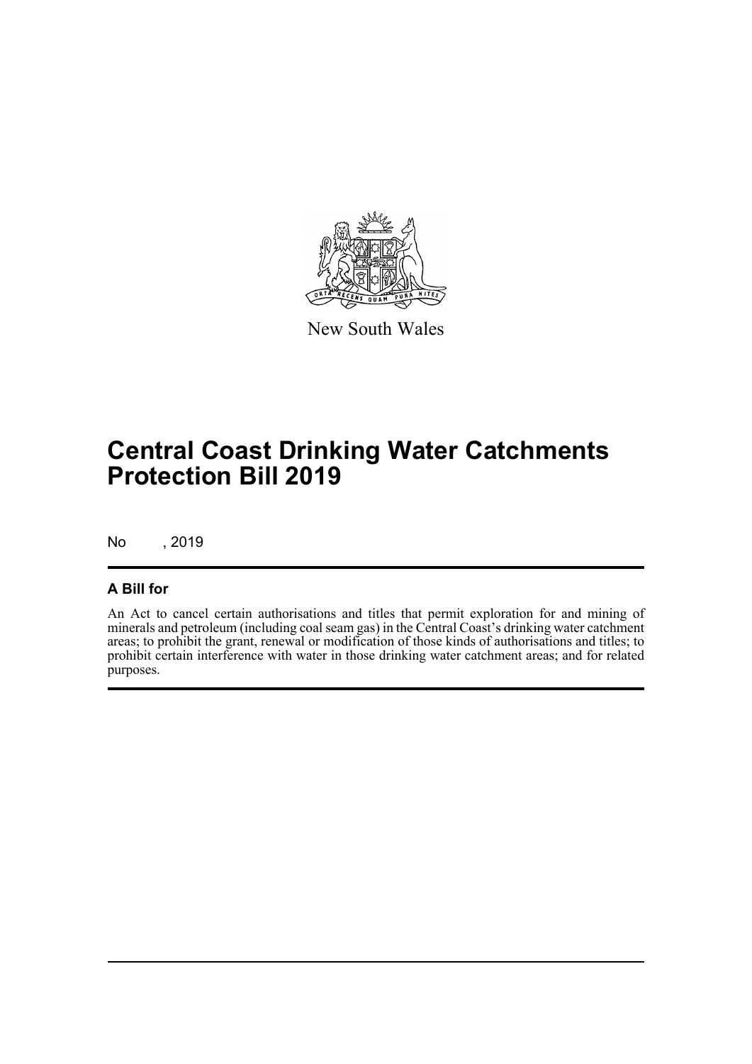New South Wales

# Central Coast Drinking Water Catchments Protection Bill 2019

No , 2019

## A Bill for

An Act to cancel certain authorisations and titles that permit exploration for and mining of minerals and petroleum (including coal seam gas) in the Central Coast's drinking water catchment areas; to prohibit the grant, renewal or modification of those kinds of authorisations and titles; to prohibit certain interference with water in those drinking water catchment areas; and for related purposes.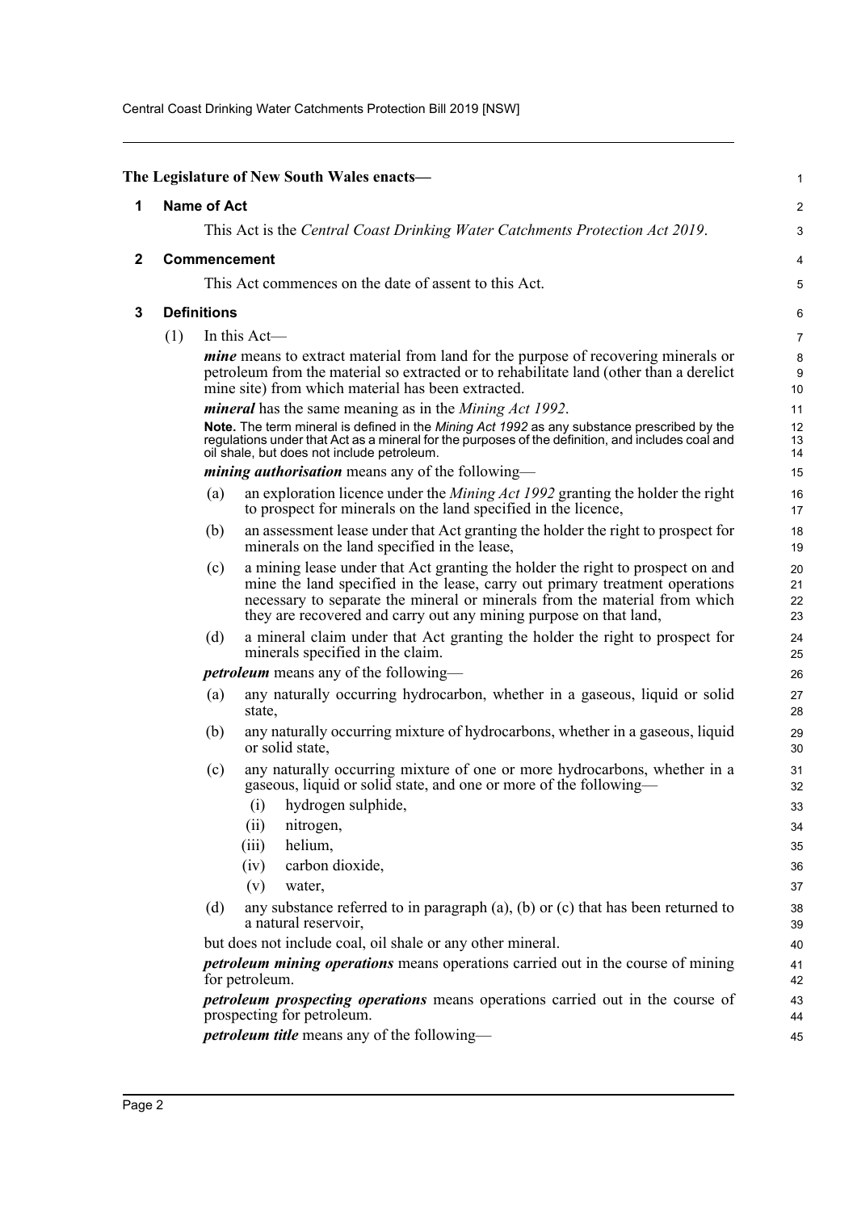**The Legislature of New South Wales enacts—**

## 1 Name of Act

This Act is the *Central Coast Drinking Water Catchments Protection Act 2019*.

## 2 Commencement

This Act commences on the date of assent to this Act.

## 3 Definitions

(1) In this Act—

***mine*** means to extract material from land for the purpose of recovering minerals or petroleum from the material so extracted or to rehabilitate land (other than a derelict mine site) from which material has been extracted.

***mineral*** has the same meaning as in the *Mining Act 1992*.

**Note.** The term mineral is defined in the *Mining Act 1992* as any substance prescribed by the regulations under that Act as a mineral for the purposes of the definition, and includes coal and oil shale, but does not include petroleum.

***mining authorisation*** means any of the following—

(a) an exploration licence under the *Mining Act 1992* granting the holder the right to prospect for minerals on the land specified in the licence,

(b) an assessment lease under that Act granting the holder the right to prospect for minerals on the land specified in the lease,

(c) a mining lease under that Act granting the holder the right to prospect on and mine the land specified in the lease, carry out primary treatment operations necessary to separate the mineral or minerals from the material from which they are recovered and carry out any mining purpose on that land,

(d) a mineral claim under that Act granting the holder the right to prospect for minerals specified in the claim.

***petroleum*** means any of the following—

(a) any naturally occurring hydrocarbon, whether in a gaseous, liquid or solid state,

(b) any naturally occurring mixture of hydrocarbons, whether in a gaseous, liquid or solid state,

(c) any naturally occurring mixture of one or more hydrocarbons, whether in a gaseous, liquid or solid state, and one or more of the following—

(i) hydrogen sulphide,

(ii) nitrogen,

(iii) helium,

(iv) carbon dioxide,

(v) water,

(d) any substance referred to in paragraph (a), (b) or (c) that has been returned to a natural reservoir,

but does not include coal, oil shale or any other mineral.

***petroleum mining operations*** means operations carried out in the course of mining for petroleum.

***petroleum prospecting operations*** means operations carried out in the course of prospecting for petroleum.

***petroleum title*** means any of the following—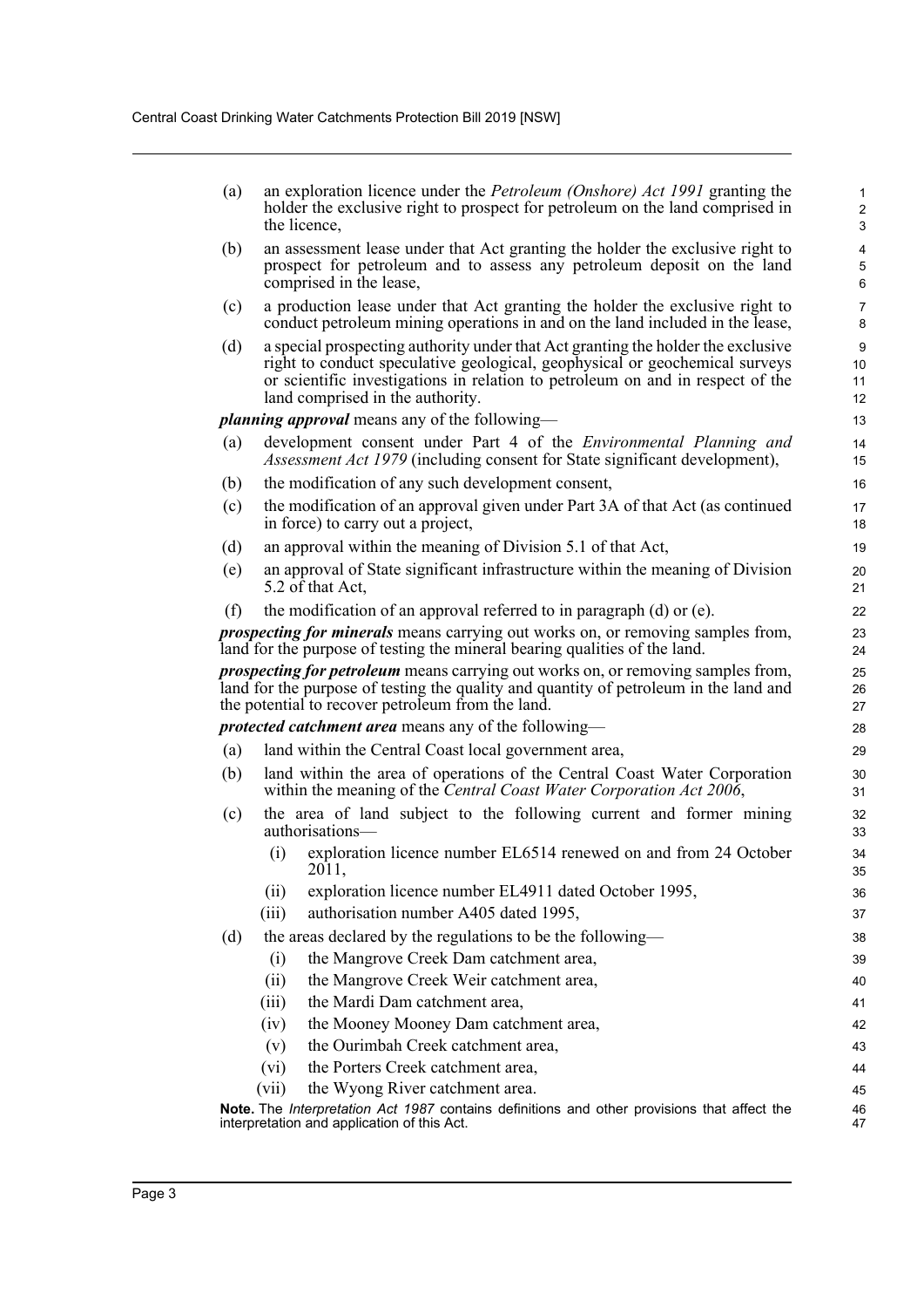(a) an exploration licence under the *Petroleum (Onshore) Act 1991* granting the holder the exclusive right to prospect for petroleum on the land comprised in the licence,

(b) an assessment lease under that Act granting the holder the exclusive right to prospect for petroleum and to assess any petroleum deposit on the land comprised in the lease,

(c) a production lease under that Act granting the holder the exclusive right to conduct petroleum mining operations in and on the land included in the lease,

(d) a special prospecting authority under that Act granting the holder the exclusive right to conduct speculative geological, geophysical or geochemical surveys or scientific investigations in relation to petroleum on and in respect of the land comprised in the authority.

***planning approval*** means any of the following—

(a) development consent under Part 4 of the *Environmental Planning and Assessment Act 1979* (including consent for State significant development),

(b) the modification of any such development consent,

(c) the modification of an approval given under Part 3A of that Act (as continued in force) to carry out a project,

(d) an approval within the meaning of Division 5.1 of that Act,

(e) an approval of State significant infrastructure within the meaning of Division 5.2 of that Act,

(f) the modification of an approval referred to in paragraph (d) or (e).

***prospecting for minerals*** means carrying out works on, or removing samples from, land for the purpose of testing the mineral bearing qualities of the land.

***prospecting for petroleum*** means carrying out works on, or removing samples from, land for the purpose of testing the quality and quantity of petroleum in the land and the potential to recover petroleum from the land.

***protected catchment area*** means any of the following—

(a) land within the Central Coast local government area,

(b) land within the area of operations of the Central Coast Water Corporation within the meaning of the *Central Coast Water Corporation Act 2006*,

(c) the area of land subject to the following current and former mining authorisations—

  (i) exploration licence number EL6514 renewed on and from 24 October 2011,

  (ii) exploration licence number EL4911 dated October 1995,

  (iii) authorisation number A405 dated 1995,

(d) the areas declared by the regulations to be the following—

  (i) the Mangrove Creek Dam catchment area,

  (ii) the Mangrove Creek Weir catchment area,

  (iii) the Mardi Dam catchment area,

  (iv) the Mooney Mooney Dam catchment area,

  (v) the Ourimbah Creek catchment area,

  (vi) the Porters Creek catchment area,

  (vii) the Wyong River catchment area.

**Note.** The *Interpretation Act 1987* contains definitions and other provisions that affect the interpretation and application of this Act.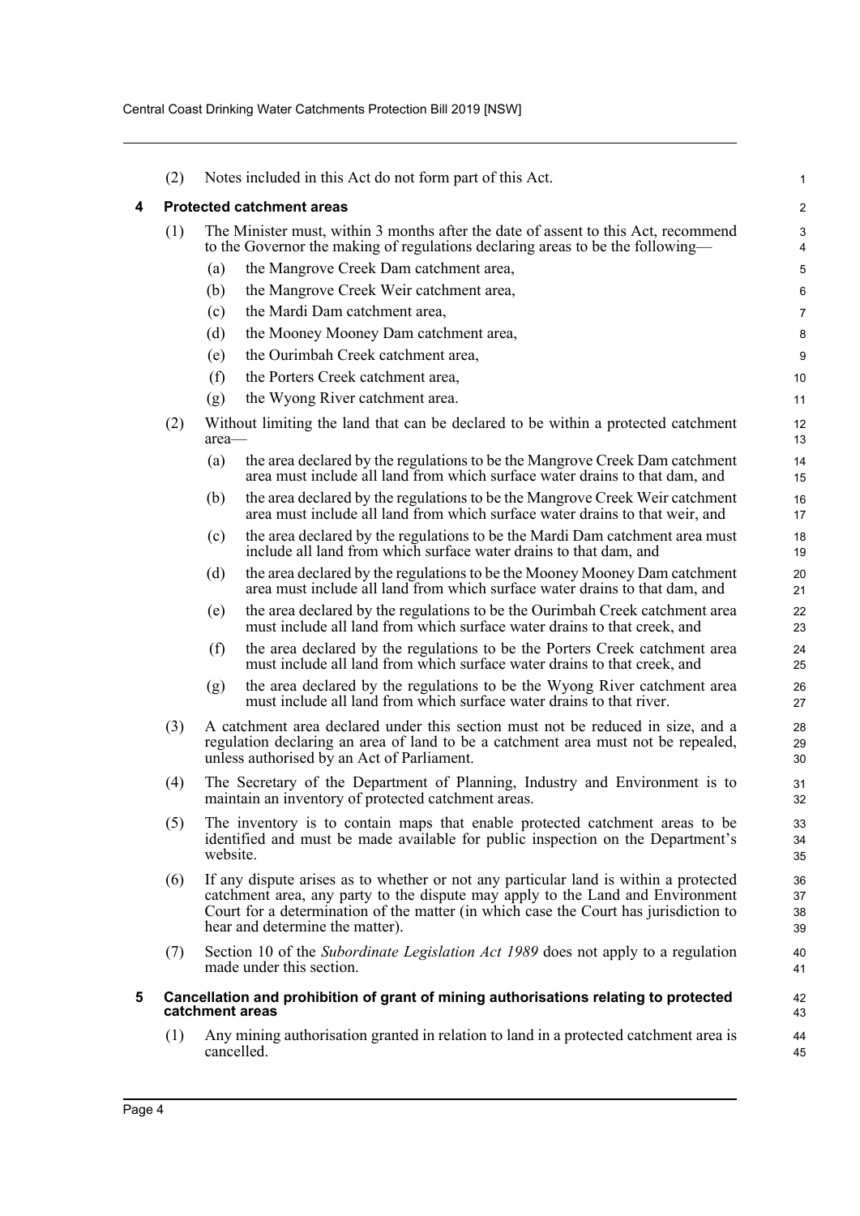(2) Notes included in this Act do not form part of this Act.

## 4 Protected catchment areas

(1) The Minister must, within 3 months after the date of assent to this Act, recommend to the Governor the making of regulations declaring areas to be the following—

- (a) the Mangrove Creek Dam catchment area,
- (b) the Mangrove Creek Weir catchment area,
- (c) the Mardi Dam catchment area,
- (d) the Mooney Mooney Dam catchment area,
- (e) the Ourimbah Creek catchment area,
- (f) the Porters Creek catchment area,
- (g) the Wyong River catchment area.

(2) Without limiting the land that can be declared to be within a protected catchment area—

- (a) the area declared by the regulations to be the Mangrove Creek Dam catchment area must include all land from which surface water drains to that dam, and
- (b) the area declared by the regulations to be the Mangrove Creek Weir catchment area must include all land from which surface water drains to that weir, and
- (c) the area declared by the regulations to be the Mardi Dam catchment area must include all land from which surface water drains to that dam, and
- (d) the area declared by the regulations to be the Mooney Mooney Dam catchment area must include all land from which surface water drains to that dam, and
- (e) the area declared by the regulations to be the Ourimbah Creek catchment area must include all land from which surface water drains to that creek, and
- (f) the area declared by the regulations to be the Porters Creek catchment area must include all land from which surface water drains to that creek, and
- (g) the area declared by the regulations to be the Wyong River catchment area must include all land from which surface water drains to that river.

(3) A catchment area declared under this section must not be reduced in size, and a regulation declaring an area of land to be a catchment area must not be repealed, unless authorised by an Act of Parliament.

(4) The Secretary of the Department of Planning, Industry and Environment is to maintain an inventory of protected catchment areas.

(5) The inventory is to contain maps that enable protected catchment areas to be identified and must be made available for public inspection on the Department's website.

(6) If any dispute arises as to whether or not any particular land is within a protected catchment area, any party to the dispute may apply to the Land and Environment Court for a determination of the matter (in which case the Court has jurisdiction to hear and determine the matter).

(7) Section 10 of the *Subordinate Legislation Act 1989* does not apply to a regulation made under this section.

## 5 Cancellation and prohibition of grant of mining authorisations relating to protected catchment areas

(1) Any mining authorisation granted in relation to land in a protected catchment area is cancelled.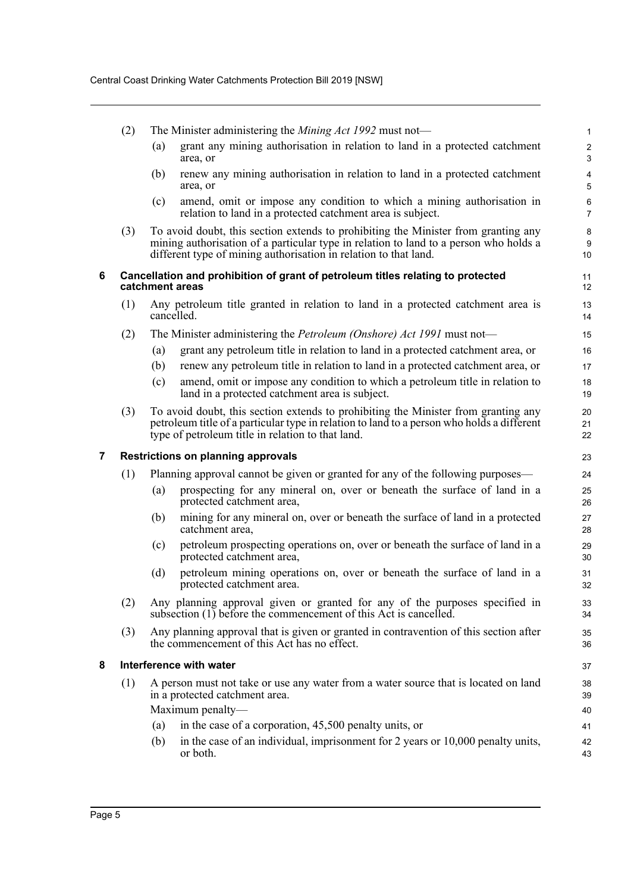(2) The Minister administering the *Mining Act 1992* must not—

(a) grant any mining authorisation in relation to land in a protected catchment area, or

(b) renew any mining authorisation in relation to land in a protected catchment area, or

(c) amend, omit or impose any condition to which a mining authorisation in relation to land in a protected catchment area is subject.

(3) To avoid doubt, this section extends to prohibiting the Minister from granting any mining authorisation of a particular type in relation to land to a person who holds a different type of mining authorisation in relation to that land.

### 6 Cancellation and prohibition of grant of petroleum titles relating to protected catchment areas

(1) Any petroleum title granted in relation to land in a protected catchment area is cancelled.

(2) The Minister administering the *Petroleum (Onshore) Act 1991* must not—

(a) grant any petroleum title in relation to land in a protected catchment area, or

(b) renew any petroleum title in relation to land in a protected catchment area, or

(c) amend, omit or impose any condition to which a petroleum title in relation to land in a protected catchment area is subject.

(3) To avoid doubt, this section extends to prohibiting the Minister from granting any petroleum title of a particular type in relation to land to a person who holds a different type of petroleum title in relation to that land.

### 7 Restrictions on planning approvals

(1) Planning approval cannot be given or granted for any of the following purposes—

(a) prospecting for any mineral on, over or beneath the surface of land in a protected catchment area,

(b) mining for any mineral on, over or beneath the surface of land in a protected catchment area,

(c) petroleum prospecting operations on, over or beneath the surface of land in a protected catchment area,

(d) petroleum mining operations on, over or beneath the surface of land in a protected catchment area.

(2) Any planning approval given or granted for any of the purposes specified in subsection (1) before the commencement of this Act is cancelled.

(3) Any planning approval that is given or granted in contravention of this section after the commencement of this Act has no effect.

### 8 Interference with water

(1) A person must not take or use any water from a water source that is located on land in a protected catchment area.

Maximum penalty—

(a) in the case of a corporation, 45,500 penalty units, or

(b) in the case of an individual, imprisonment for 2 years or 10,000 penalty units, or both.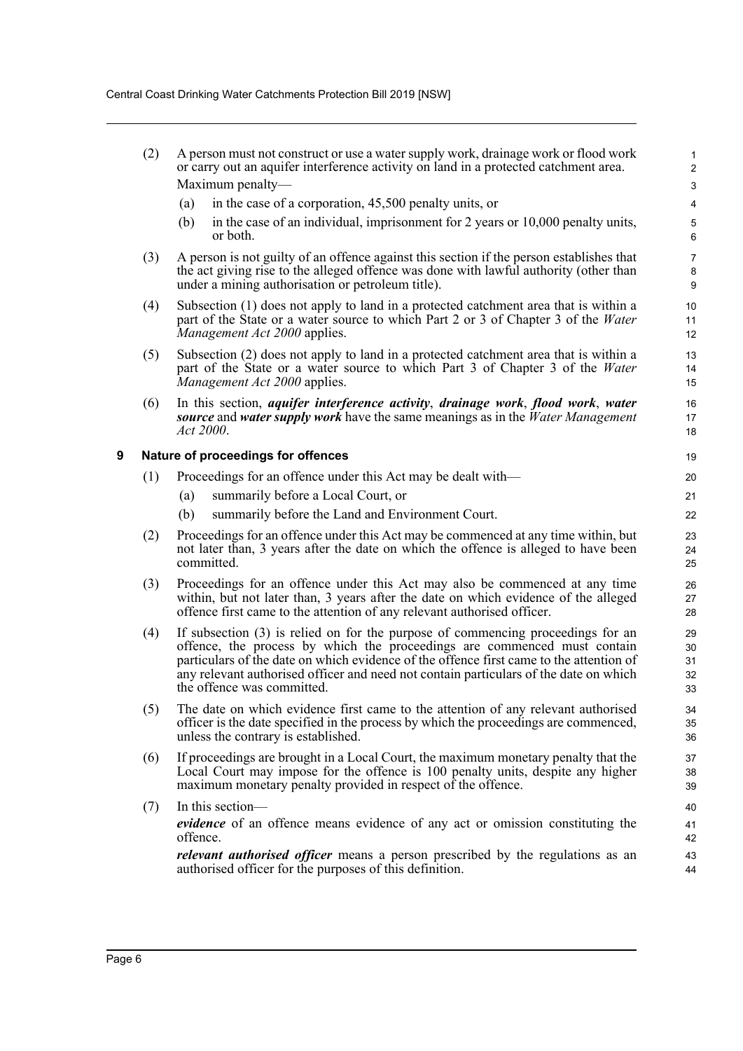(2) A person must not construct or use a water supply work, drainage work or flood work or carry out an aquifer interference activity on land in a protected catchment area.

Maximum penalty—

(a) in the case of a corporation, 45,500 penalty units, or

(b) in the case of an individual, imprisonment for 2 years or 10,000 penalty units, or both.

(3) A person is not guilty of an offence against this section if the person establishes that the act giving rise to the alleged offence was done with lawful authority (other than under a mining authorisation or petroleum title).

(4) Subsection (1) does not apply to land in a protected catchment area that is within a part of the State or a water source to which Part 2 or 3 of Chapter 3 of the *Water Management Act 2000* applies.

(5) Subsection (2) does not apply to land in a protected catchment area that is within a part of the State or a water source to which Part 3 of Chapter 3 of the *Water Management Act 2000* applies.

(6) In this section, ***aquifer interference activity***, ***drainage work***, ***flood work***, ***water source*** and ***water supply work*** have the same meanings as in the *Water Management Act 2000*.

## 9 Nature of proceedings for offences

(1) Proceedings for an offence under this Act may be dealt with—

(a) summarily before a Local Court, or

(b) summarily before the Land and Environment Court.

(2) Proceedings for an offence under this Act may be commenced at any time within, but not later than, 3 years after the date on which the offence is alleged to have been committed.

(3) Proceedings for an offence under this Act may also be commenced at any time within, but not later than, 3 years after the date on which evidence of the alleged offence first came to the attention of any relevant authorised officer.

(4) If subsection (3) is relied on for the purpose of commencing proceedings for an offence, the process by which the proceedings are commenced must contain particulars of the date on which evidence of the offence first came to the attention of any relevant authorised officer and need not contain particulars of the date on which the offence was committed.

(5) The date on which evidence first came to the attention of any relevant authorised officer is the date specified in the process by which the proceedings are commenced, unless the contrary is established.

(6) If proceedings are brought in a Local Court, the maximum monetary penalty that the Local Court may impose for the offence is 100 penalty units, despite any higher maximum monetary penalty provided in respect of the offence.

(7) In this section—

***evidence*** of an offence means evidence of any act or omission constituting the offence.

***relevant authorised officer*** means a person prescribed by the regulations as an authorised officer for the purposes of this definition.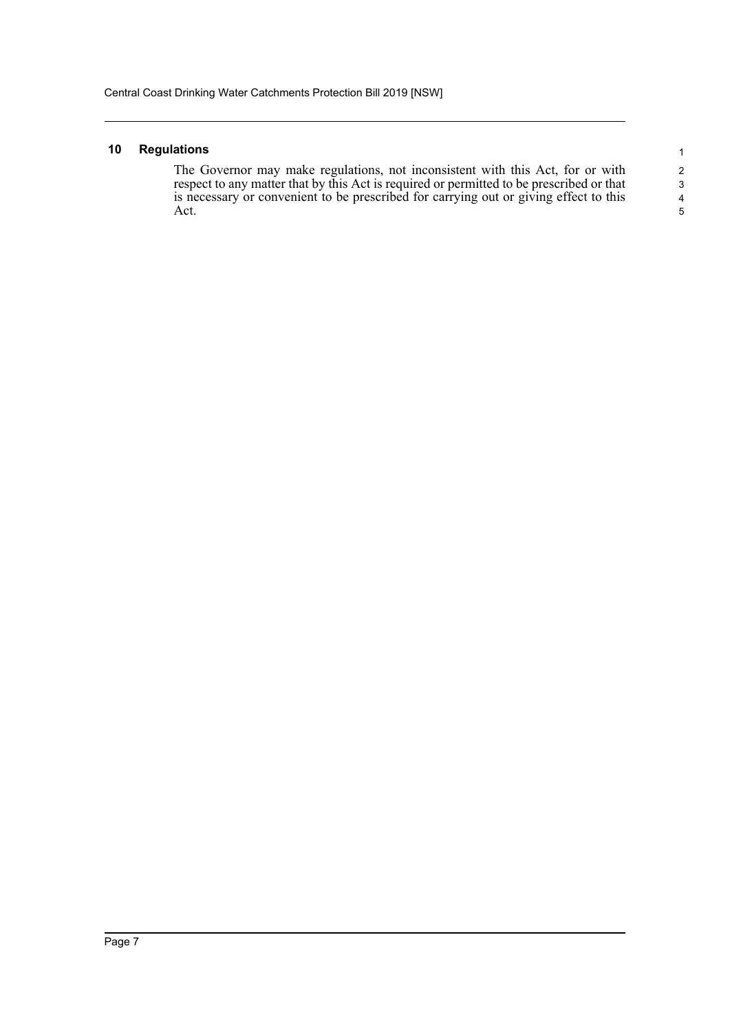## 10 Regulations

The Governor may make regulations, not inconsistent with this Act, for or with respect to any matter that by this Act is required or permitted to be prescribed or that is necessary or convenient to be prescribed for carrying out or giving effect to this Act.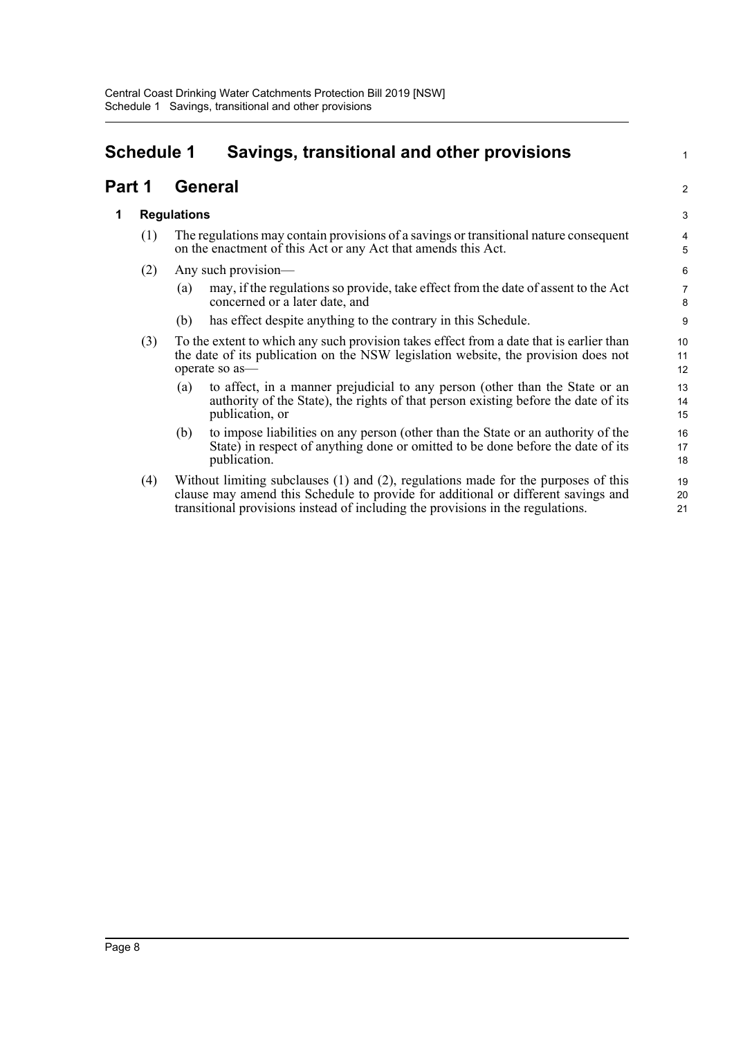# Schedule 1 Savings, transitional and other provisions

## Part 1 General

### 1 Regulations

(1) The regulations may contain provisions of a savings or transitional nature consequent on the enactment of this Act or any Act that amends this Act.

(2) Any such provision—

(a) may, if the regulations so provide, take effect from the date of assent to the Act concerned or a later date, and

(b) has effect despite anything to the contrary in this Schedule.

(3) To the extent to which any such provision takes effect from a date that is earlier than the date of its publication on the NSW legislation website, the provision does not operate so as—

(a) to affect, in a manner prejudicial to any person (other than the State or an authority of the State), the rights of that person existing before the date of its publication, or

(b) to impose liabilities on any person (other than the State or an authority of the State) in respect of anything done or omitted to be done before the date of its publication.

(4) Without limiting subclauses (1) and (2), regulations made for the purposes of this clause may amend this Schedule to provide for additional or different savings and transitional provisions instead of including the provisions in the regulations.